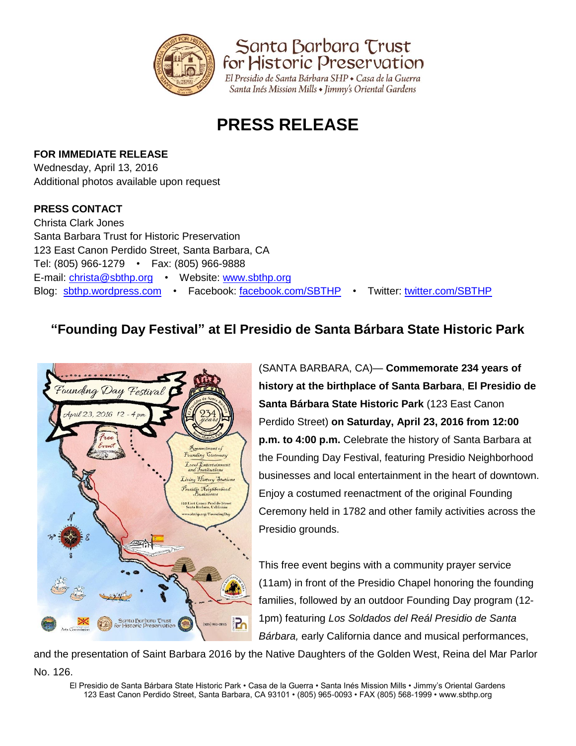Santa Barbara Trust for Historic Preservation

El Presidio de Santa Bárbara SHP • Casa de la Guerra
Santa Inés Mission Mills • Jimmy's Oriental Gardens

# PRESS RELEASE

**FOR IMMEDIATE RELEASE**
Wednesday, April 13, 2016
Additional photos available upon request

**PRESS CONTACT**
Christa Clark Jones
Santa Barbara Trust for Historic Preservation
123 East Canon Perdido Street, Santa Barbara, CA
Tel: (805) 966-1279 • Fax: (805) 966-9888
E-mail: christa@sbthp.org • Website: www.sbthp.org
Blog: sbthp.wordpress.com • Facebook: facebook.com/SBTHP • Twitter: twitter.com/SBTHP

## "Founding Day Festival" at El Presidio de Santa Bárbara State Historic Park

(SANTA BARBARA, CA)— **Commemorate 234 years of history at the birthplace of Santa Barbara**, **El Presidio de Santa Bárbara State Historic Park** (123 East Canon Perdido Street) **on Saturday, April 23, 2016 from 12:00 p.m. to 4:00 p.m.** Celebrate the history of Santa Barbara at the Founding Day Festival, featuring Presidio Neighborhood businesses and local entertainment in the heart of downtown. Enjoy a costumed reenactment of the original Founding Ceremony held in 1782 and other family activities across the Presidio grounds.

This free event begins with a community prayer service (11am) in front of the Presidio Chapel honoring the founding families, followed by an outdoor Founding Day program (12-1pm) featuring *Los Soldados del Reál Presidio de Santa Bárbara,* early California dance and musical performances, and the presentation of Saint Barbara 2016 by the Native Daughters of the Golden West, Reina del Mar Parlor No. 126.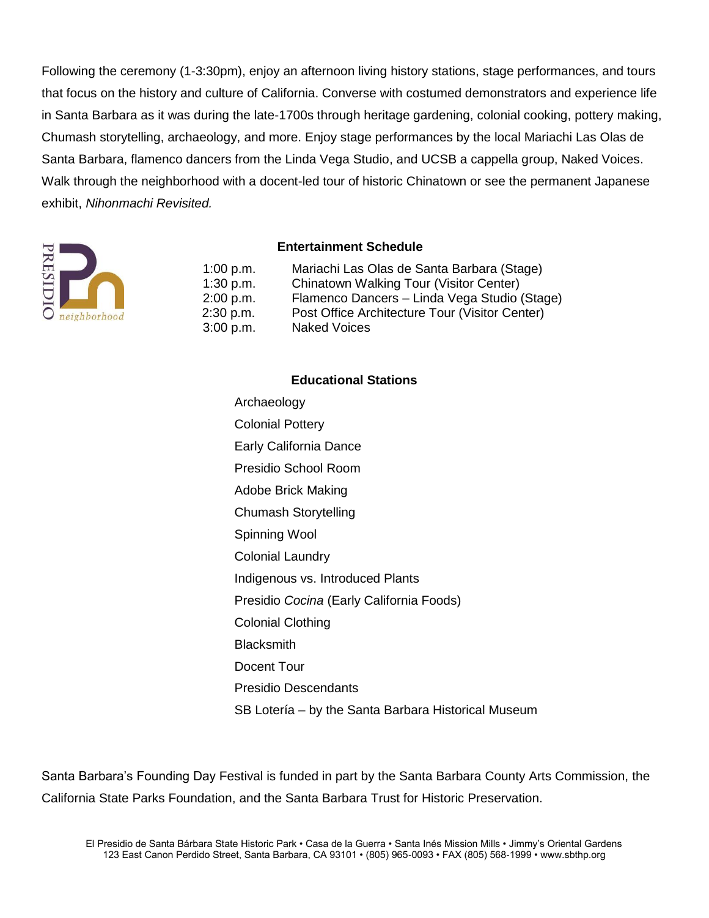Following the ceremony (1-3:30pm), enjoy an afternoon living history stations, stage performances, and tours that focus on the history and culture of California. Converse with costumed demonstrators and experience life in Santa Barbara as it was during the late-1700s through heritage gardening, colonial cooking, pottery making, Chumash storytelling, archaeology, and more. Enjoy stage performances by the local Mariachi Las Olas de Santa Barbara, flamenco dancers from the Linda Vega Studio, and UCSB a cappella group, Naked Voices. Walk through the neighborhood with a docent-led tour of historic Chinatown or see the permanent Japanese exhibit, *Nihonmachi Revisited.*

PRESIDIO neighborhood

**Entertainment Schedule**

| | |
|---|---|
| 1:00 p.m. | Mariachi Las Olas de Santa Barbara (Stage) |
| 1:30 p.m. | Chinatown Walking Tour (Visitor Center) |
| 2:00 p.m. | Flamenco Dancers – Linda Vega Studio (Stage) |
| 2:30 p.m. | Post Office Architecture Tour (Visitor Center) |
| 3:00 p.m. | Naked Voices |

**Educational Stations**

Archaeology
Colonial Pottery
Early California Dance
Presidio School Room
Adobe Brick Making
Chumash Storytelling
Spinning Wool
Colonial Laundry
Indigenous vs. Introduced Plants
Presidio *Cocina* (Early California Foods)
Colonial Clothing
Blacksmith
Docent Tour
Presidio Descendants
SB Lotería – by the Santa Barbara Historical Museum

Santa Barbara's Founding Day Festival is funded in part by the Santa Barbara County Arts Commission, the California State Parks Foundation, and the Santa Barbara Trust for Historic Preservation.

El Presidio de Santa Bárbara State Historic Park • Casa de la Guerra • Santa Inés Mission Mills • Jimmy's Oriental Gardens
123 East Canon Perdido Street, Santa Barbara, CA 93101 • (805) 965-0093 • FAX (805) 568-1999 • www.sbthp.org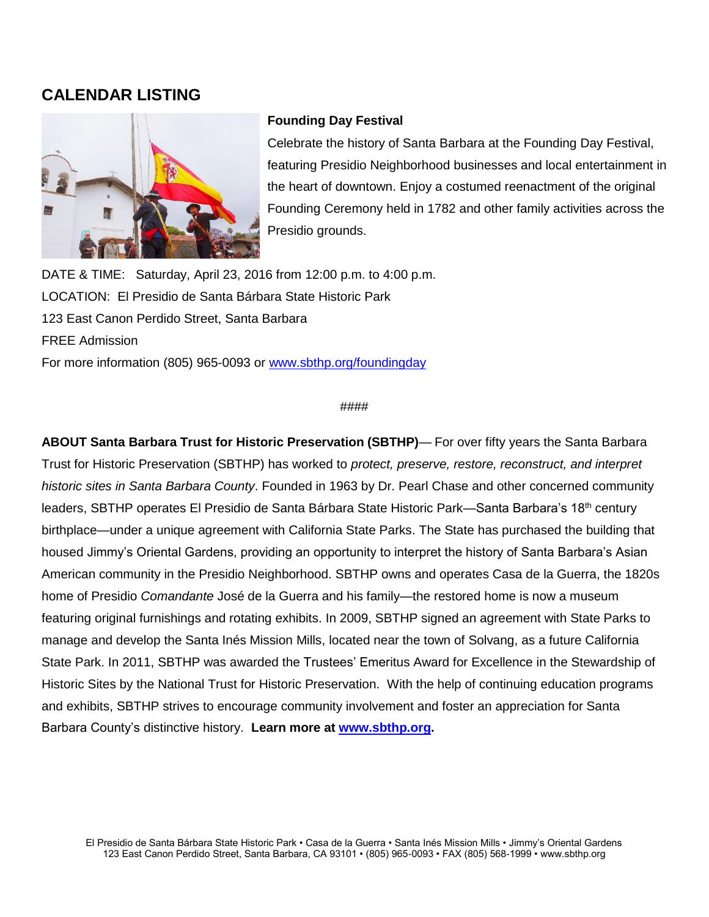## CALENDAR LISTING

**Founding Day Festival**

Celebrate the history of Santa Barbara at the Founding Day Festival, featuring Presidio Neighborhood businesses and local entertainment in the heart of downtown. Enjoy a costumed reenactment of the original Founding Ceremony held in 1782 and other family activities across the Presidio grounds.

DATE & TIME: Saturday, April 23, 2016 from 12:00 p.m. to 4:00 p.m.
LOCATION: El Presidio de Santa Bárbara State Historic Park
123 East Canon Perdido Street, Santa Barbara
FREE Admission
For more information (805) 965-0093 or www.sbthp.org/foundingday

####

**ABOUT Santa Barbara Trust for Historic Preservation (SBTHP)**— For over fifty years the Santa Barbara Trust for Historic Preservation (SBTHP) has worked to *protect, preserve, restore, reconstruct, and interpret historic sites in Santa Barbara County*. Founded in 1963 by Dr. Pearl Chase and other concerned community leaders, SBTHP operates El Presidio de Santa Bárbara State Historic Park—Santa Barbara's 18th century birthplace—under a unique agreement with California State Parks. The State has purchased the building that housed Jimmy's Oriental Gardens, providing an opportunity to interpret the history of Santa Barbara's Asian American community in the Presidio Neighborhood. SBTHP owns and operates Casa de la Guerra, the 1820s home of Presidio *Comandante* José de la Guerra and his family—the restored home is now a museum featuring original furnishings and rotating exhibits. In 2009, SBTHP signed an agreement with State Parks to manage and develop the Santa Inés Mission Mills, located near the town of Solvang, as a future California State Park. In 2011, SBTHP was awarded the Trustees' Emeritus Award for Excellence in the Stewardship of Historic Sites by the National Trust for Historic Preservation. With the help of continuing education programs and exhibits, SBTHP strives to encourage community involvement and foster an appreciation for Santa Barbara County's distinctive history. **Learn more at www.sbthp.org.**

El Presidio de Santa Bárbara State Historic Park • Casa de la Guerra • Santa Inés Mission Mills • Jimmy's Oriental Gardens
123 East Canon Perdido Street, Santa Barbara, CA 93101 • (805) 965-0093 • FAX (805) 568-1999 • www.sbthp.org